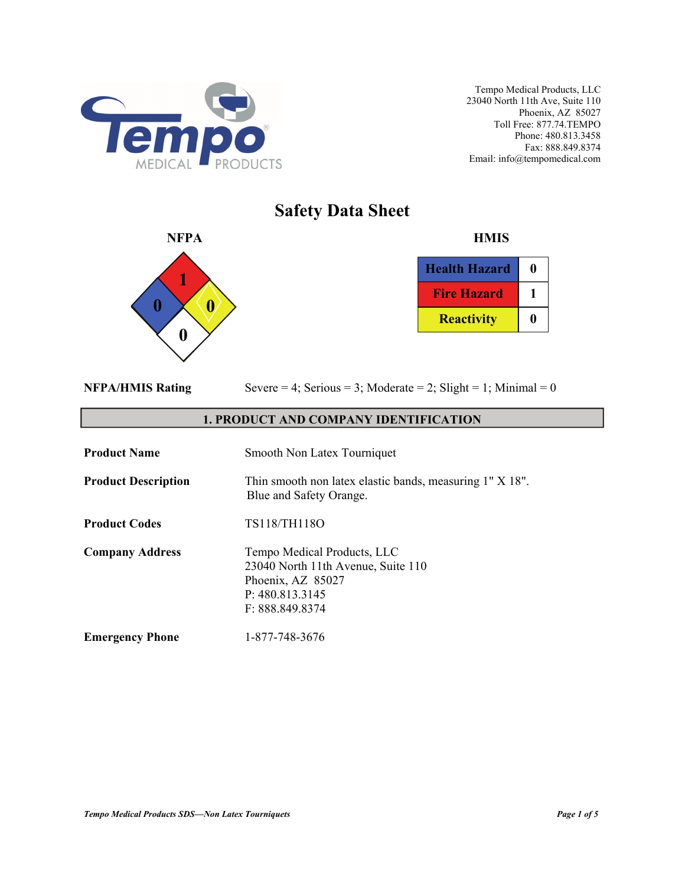Tempo Medical Products, LLC
23040 North 11th Ave, Suite 110
Phoenix, AZ 85027
Toll Free: 877.74.TEMPO
Phone: 480.813.3458
Fax: 888.849.8374
Email: info@tempomedical.com

# Safety Data Sheet

**NFPA**

Health: 0, Fire: 1, Reactivity: 0, Special: 0

**HMIS**

| Health Hazard | 0 |
|---|---|
| Fire Hazard | 1 |
| Reactivity | 0 |

**NFPA/HMIS Rating** Severe = 4; Serious = 3; Moderate = 2; Slight = 1; Minimal = 0

## 1. PRODUCT AND COMPANY IDENTIFICATION

**Product Name** Smooth Non Latex Tourniquet

**Product Description** Thin smooth non latex elastic bands, measuring 1" X 18". Blue and Safety Orange.

**Product Codes** TS118/TH118O

**Company Address**
Tempo Medical Products, LLC
23040 North 11th Avenue, Suite 110
Phoenix, AZ 85027
P: 480.813.3145
F: 888.849.8374

**Emergency Phone** 1-877-748-3676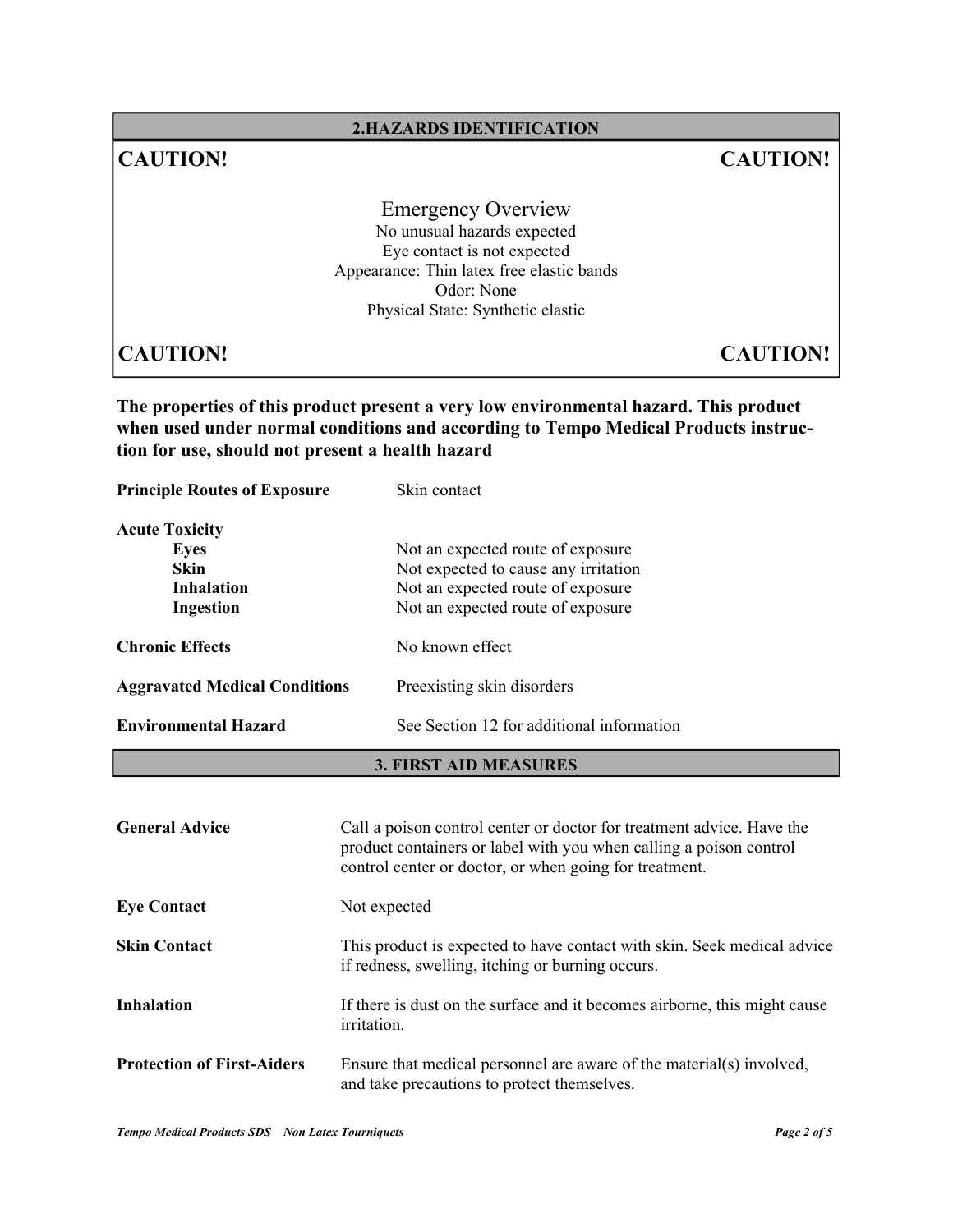## 2.HAZARDS IDENTIFICATION

**CAUTION!** **CAUTION!**

Emergency Overview

No unusual hazards expected

Eye contact is not expected

Appearance: Thin latex free elastic bands

Odor: None

Physical State: Synthetic elastic

**CAUTION!** **CAUTION!**

**The properties of this product present a very low environmental hazard. This product when used under normal conditions and according to Tempo Medical Products instruction for use, should not present a health hazard**

**Principle Routes of Exposure** Skin contact

**Acute Toxicity**

| | |
|---|---|
| **Eyes** | Not an expected route of exposure |
| **Skin** | Not expected to cause any irritation |
| **Inhalation** | Not an expected route of exposure |
| **Ingestion** | Not an expected route of exposure |

**Chronic Effects** No known effect

**Aggravated Medical Conditions** Preexisting skin disorders

**Environmental Hazard** See Section 12 for additional information

## 3. FIRST AID MEASURES

**General Advice** Call a poison control center or doctor for treatment advice. Have the product containers or label with you when calling a poison control control center or doctor, or when going for treatment.

**Eye Contact** Not expected

**Skin Contact** This product is expected to have contact with skin. Seek medical advice if redness, swelling, itching or burning occurs.

**Inhalation** If there is dust on the surface and it becomes airborne, this might cause irritation.

**Protection of First-Aiders** Ensure that medical personnel are aware of the material(s) involved, and take precautions to protect themselves.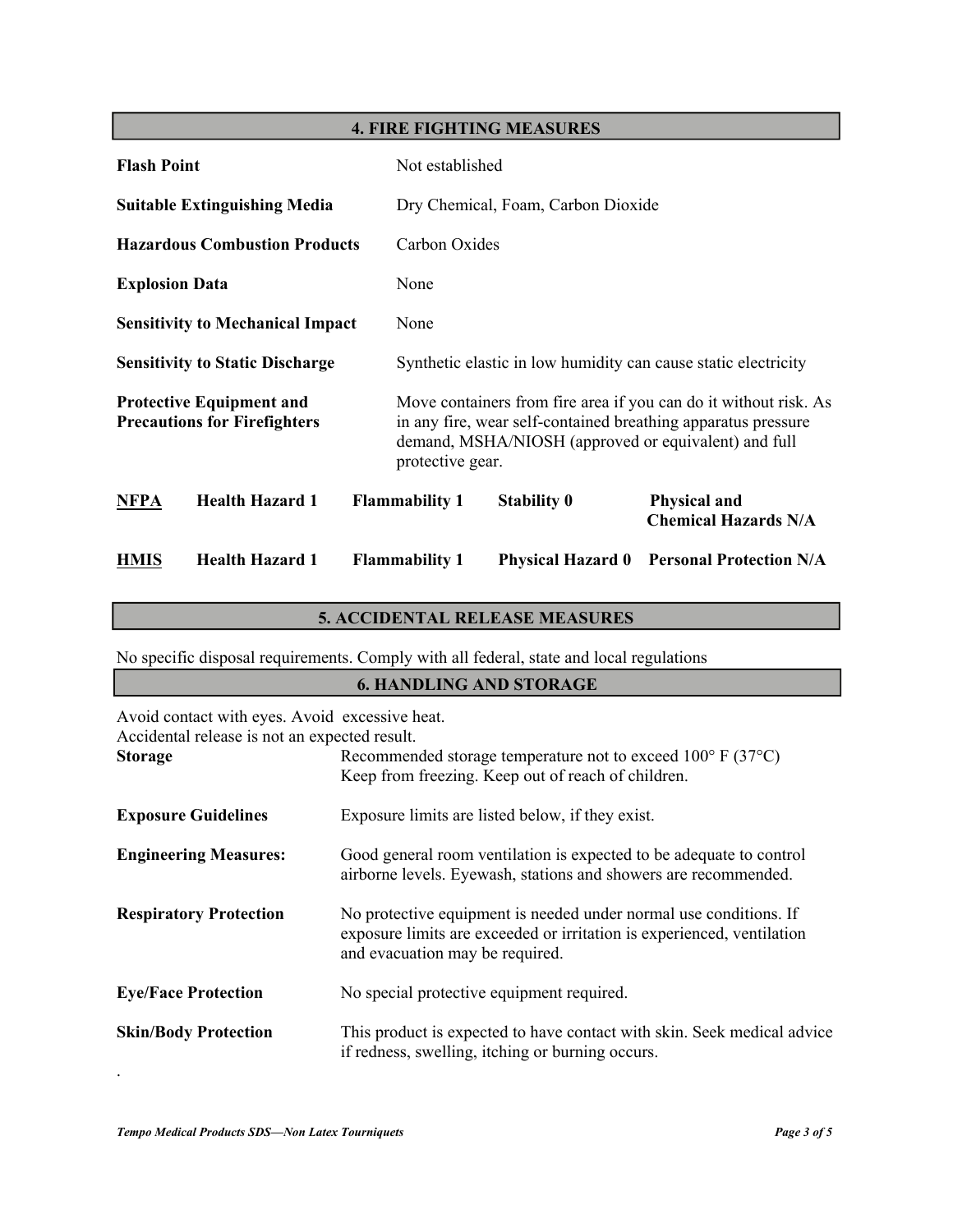## 4. FIRE FIGHTING MEASURES

| | |
|---|---|
| **Flash Point** | Not established |
| **Suitable Extinguishing Media** | Dry Chemical, Foam, Carbon Dioxide |
| **Hazardous Combustion Products** | Carbon Oxides |
| **Explosion Data** | None |
| **Sensitivity to Mechanical Impact** | None |
| **Sensitivity to Static Discharge** | Synthetic elastic in low humidity can cause static electricity |
| **Protective Equipment and Precautions for Firefighters** | Move containers from fire area if you can do it without risk. As in any fire, wear self-contained breathing apparatus pressure demand, MSHA/NIOSH (approved or equivalent) and full protective gear. |

| | | | | |
|---|---|---|---|---|
| **NFPA** | **Health Hazard 1** | **Flammability 1** | **Stability 0** | **Physical and Chemical Hazards N/A** |
| **HMIS** | **Health Hazard 1** | **Flammability 1** | **Physical Hazard 0** | **Personal Protection N/A** |

## 5. ACCIDENTAL RELEASE MEASURES

No specific disposal requirements. Comply with all federal, state and local regulations

## 6. HANDLING AND STORAGE

Avoid contact with eyes. Avoid excessive heat.
Accidental release is not an expected result.

| | |
|---|---|
| **Storage** | Recommended storage temperature not to exceed 100° F (37°C) Keep from freezing. Keep out of reach of children. |
| **Exposure Guidelines** | Exposure limits are listed below, if they exist. |
| **Engineering Measures:** | Good general room ventilation is expected to be adequate to control airborne levels. Eyewash, stations and showers are recommended. |
| **Respiratory Protection** | No protective equipment is needed under normal use conditions. If exposure limits are exceeded or irritation is experienced, ventilation and evacuation may be required. |
| **Eye/Face Protection** | No special protective equipment required. |
| **Skin/Body Protection** | This product is expected to have contact with skin. Seek medical advice if redness, swelling, itching or burning occurs. |

.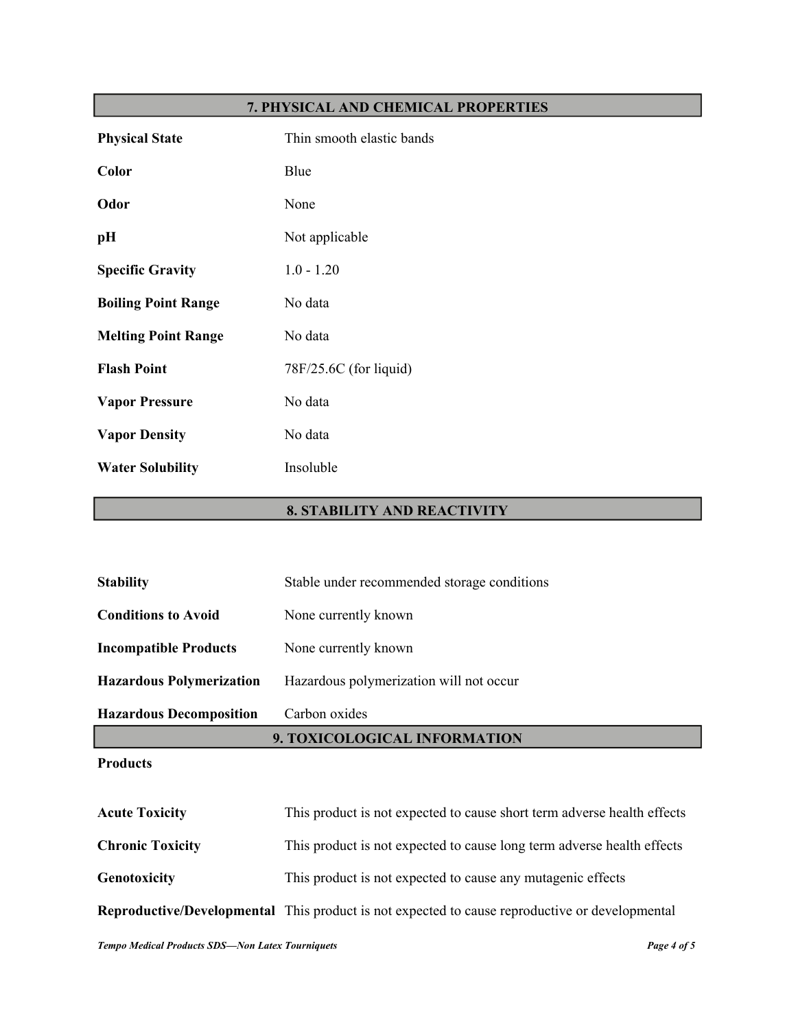## 7. PHYSICAL AND CHEMICAL PROPERTIES

| | |
|---|---|
| **Physical State** | Thin smooth elastic bands |
| **Color** | Blue |
| **Odor** | None |
| **pH** | Not applicable |
| **Specific Gravity** | 1.0 - 1.20 |
| **Boiling Point Range** | No data |
| **Melting Point Range** | No data |
| **Flash Point** | 78F/25.6C (for liquid) |
| **Vapor Pressure** | No data |
| **Vapor Density** | No data |
| **Water Solubility** | Insoluble |

## 8. STABILITY AND REACTIVITY

| | |
|---|---|
| **Stability** | Stable under recommended storage conditions |
| **Conditions to Avoid** | None currently known |
| **Incompatible Products** | None currently known |
| **Hazardous Polymerization** | Hazardous polymerization will not occur |
| **Hazardous Decomposition** | Carbon oxides |

## 9. TOXICOLOGICAL INFORMATION

**Products**

| | |
|---|---|
| **Acute Toxicity** | This product is not expected to cause short term adverse health effects |
| **Chronic Toxicity** | This product is not expected to cause long term adverse health effects |
| **Genotoxicity** | This product is not expected to cause any mutagenic effects |
| **Reproductive/Developmental** | This product is not expected to cause reproductive or developmental |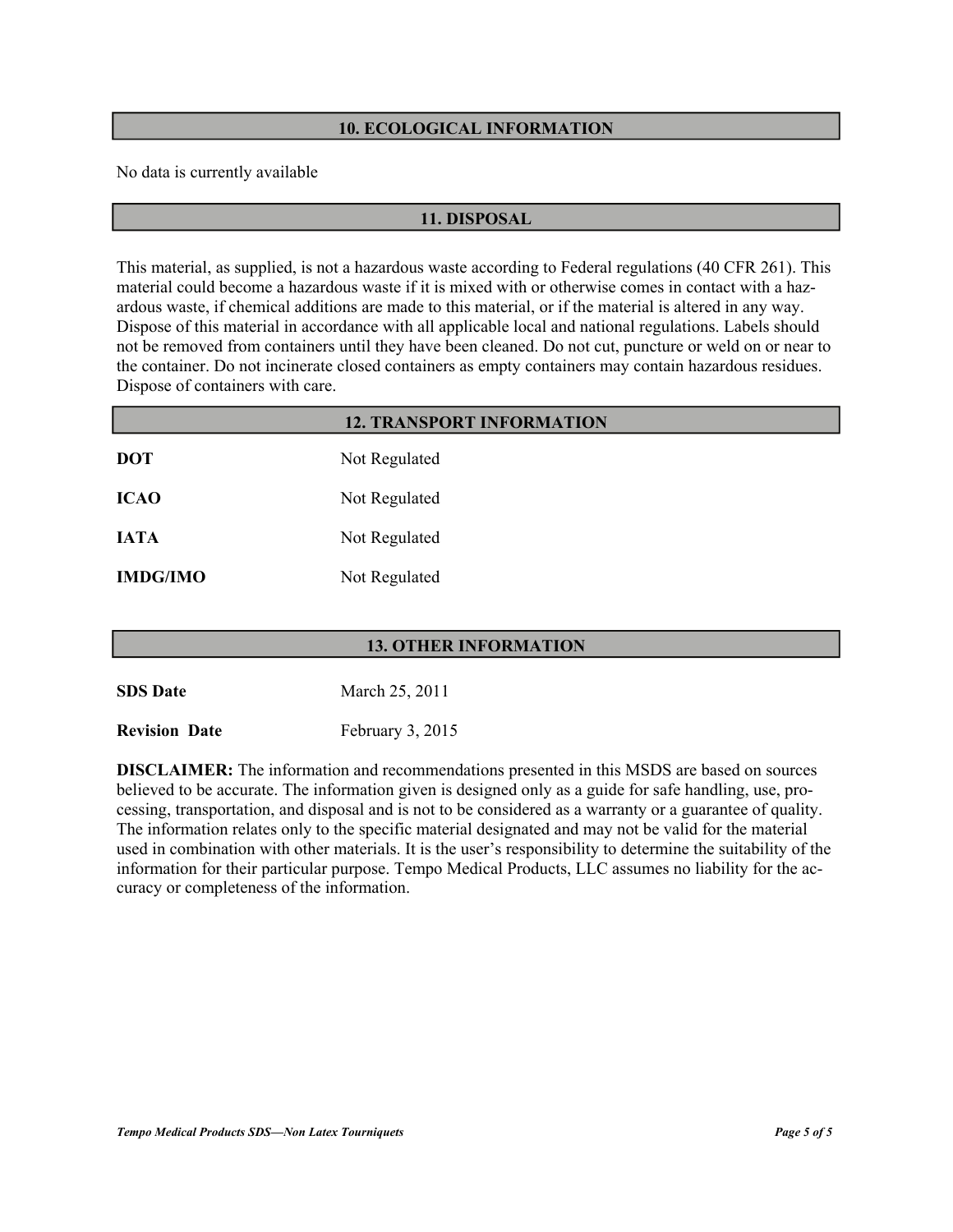## 10. ECOLOGICAL INFORMATION

No data is currently available

## 11. DISPOSAL

This material, as supplied, is not a hazardous waste according to Federal regulations (40 CFR 261). This material could become a hazardous waste if it is mixed with or otherwise comes in contact with a hazardous waste, if chemical additions are made to this material, or if the material is altered in any way. Dispose of this material in accordance with all applicable local and national regulations. Labels should not be removed from containers until they have been cleaned. Do not cut, puncture or weld on or near to the container. Do not incinerate closed containers as empty containers may contain hazardous residues. Dispose of containers with care.

## 12. TRANSPORT INFORMATION

| | |
|---|---|
| **DOT** | Not Regulated |
| **ICAO** | Not Regulated |
| **IATA** | Not Regulated |
| **IMDG/IMO** | Not Regulated |

## 13. OTHER INFORMATION

| | |
|---|---|
| **SDS Date** | March 25, 2011 |
| **Revision Date** | February 3, 2015 |

**DISCLAIMER:** The information and recommendations presented in this MSDS are based on sources believed to be accurate. The information given is designed only as a guide for safe handling, use, processing, transportation, and disposal and is not to be considered as a warranty or a guarantee of quality. The information relates only to the specific material designated and may not be valid for the material used in combination with other materials. It is the user's responsibility to determine the suitability of the information for their particular purpose. Tempo Medical Products, LLC assumes no liability for the accuracy or completeness of the information.